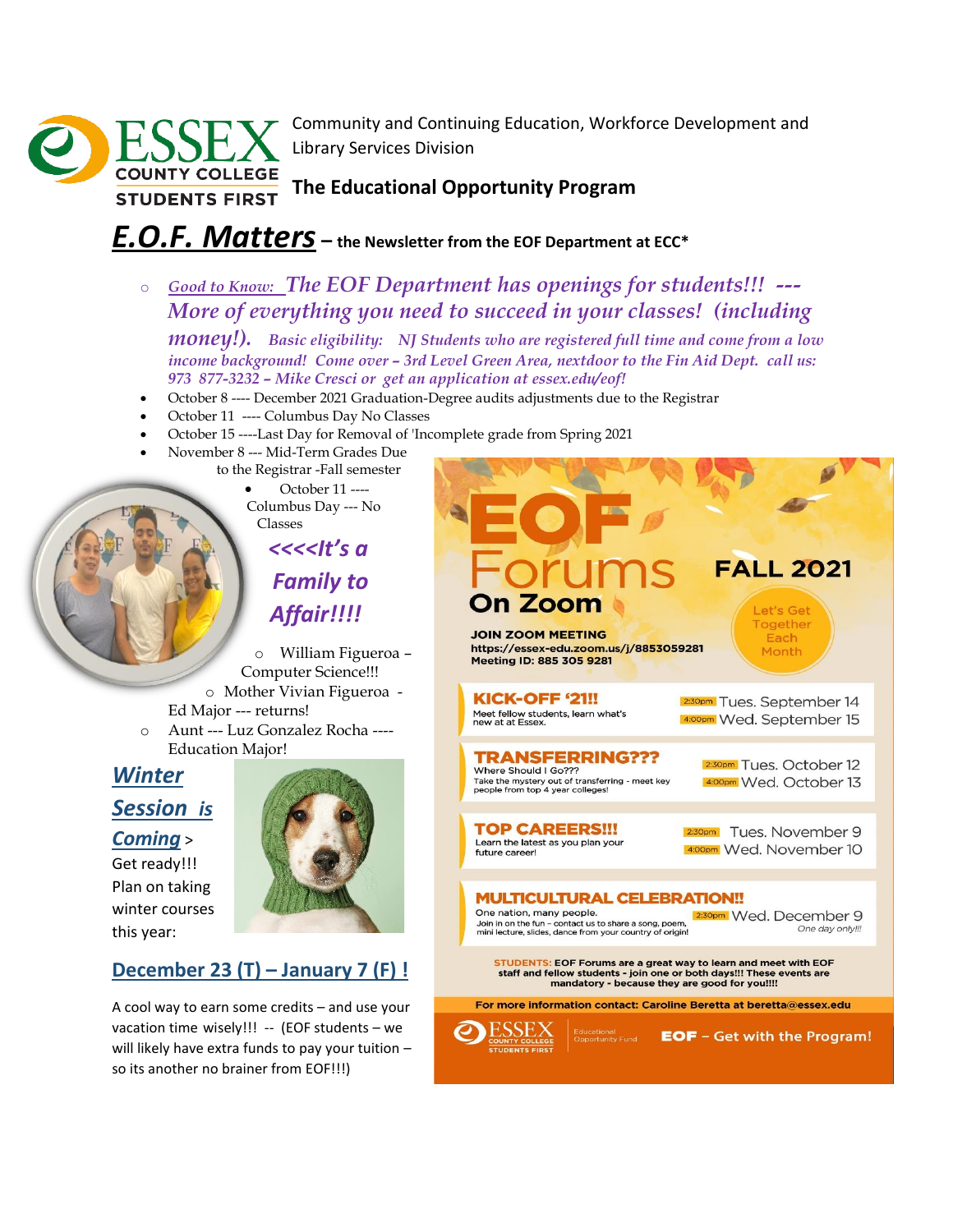**ESSEX COUNTY COLLEGE**
**STUDENTS FIRST**

Community and Continuing Education, Workforce Development and Library Services Division

**The Educational Opportunity Program**

# *E.O.F. Matters* – the Newsletter from the EOF Department at ECC*

- *Good to Know: The EOF Department has openings for students!!! --- More of everything you need to succeed in your classes! (including money!). Basic eligibility: NJ Students who are registered full time and come from a low income background! Come over – 3rd Level Green Area, nextdoor to the Fin Aid Dept. call us: 973 877-3232 – Mike Cresci or get an application at essex.edu/eof!*

- October 8 ---- December 2021 Graduation-Degree audits adjustments due to the Registrar
- October 11 ---- Columbus Day No Classes
- October 15 ----Last Day for Removal of 'Incomplete grade from Spring 2021
- November 8 --- Mid-Term Grades Due to the Registrar -Fall semester
  - October 11 ---- Columbus Day --- No Classes

***<<<<It's a Family to Affair!!!!***

- William Figueroa – Computer Science!!!
- Mother Vivian Figueroa - Ed Major --- returns!
- Aunt --- Luz Gonzalez Rocha ---- Education Major!

***Winter Session is Coming*** > Get ready!!! Plan on taking winter courses this year:

**December 23 (T) – January 7 (F) !**

A cool way to earn some credits – and use your vacation time wisely!!! -- (EOF students – we will likely have extra funds to pay your tuition – so its another no brainer from EOF!!!)

## EOF Forums On Zoom — FALL 2021

Let's Get Together Each Month

**JOIN ZOOM MEETING**
https://essex-edu.zoom.us/j/8853059281
Meeting ID: 885 305 9281

**KICK-OFF '21!!** — Meet fellow students, learn what's new at at Essex.
2:30pm Tues. September 14
4:00pm Wed. September 15

**TRANSFERRING???** — Where Should I Go??? Take the mystery out of transferring - meet key people from top 4 year colleges!
2:30pm Tues. October 12
4:00pm Wed. October 13

**TOP CAREERS!!!** — Learn the latest as you plan your future career!
2:30pm Tues. November 9
4:00pm Wed. November 10

**MULTICULTURAL CELEBRATION!!** — One nation, many people. Join in on the fun – contact us to share a song, poem, mini lecture, slides, dance from your country of origin!
2:30pm Wed. December 9
*One day only!!!*

**STUDENTS:** EOF Forums are a great way to learn and meet with EOF staff and fellow students - join one or both days!!! These events are mandatory - because they are good for you!!!!

For more information contact: Caroline Beretta at beretta@essex.edu

ESSEX COUNTY COLLEGE STUDENTS FIRST | Educational Opportunity Fund | **EOF** – Get with the Program!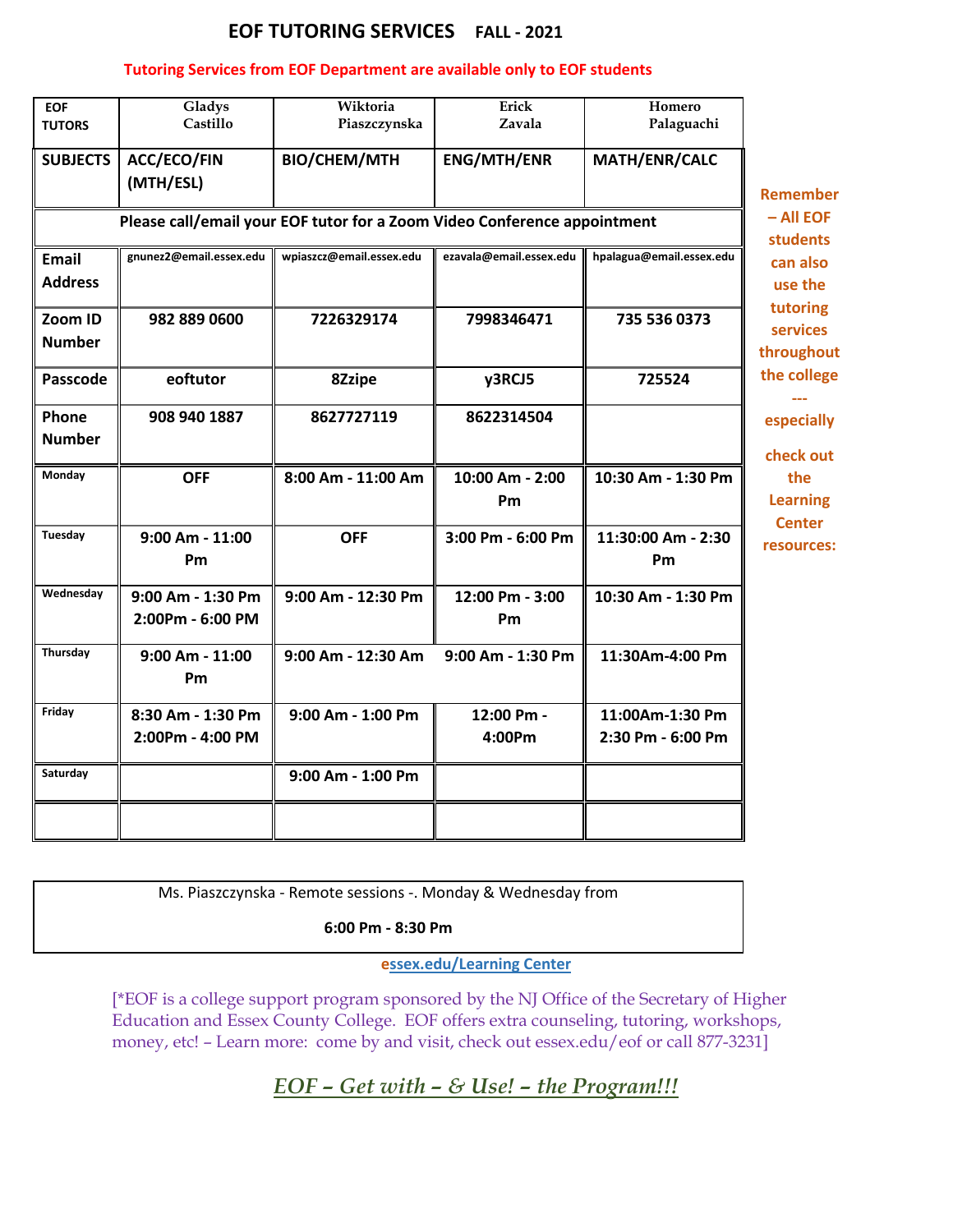# EOF TUTORING SERVICES FALL - 2021

**Tutoring Services from EOF Department are available only to EOF students**

| EOF TUTORS | Gladys Castillo | Wiktoria Piaszczynska | Erick Zavala | Homero Palaguachi |
|---|---|---|---|---|
| **SUBJECTS** | **ACC/ECO/FIN (MTH/ESL)** | **BIO/CHEM/MTH** | **ENG/MTH/ENR** | **MATH/ENR/CALC** |
| **Please call/email your EOF tutor for a Zoom Video Conference appointment** | | | | |
| **Email Address** | gnunez2@email.essex.edu | wpiaszcz@email.essex.edu | ezavala@email.essex.edu | hpalagua@email.essex.edu |
| **Zoom ID Number** | 982 889 0600 | 7226329174 | 7998346471 | 735 536 0373 |
| **Passcode** | eoftutor | 8Zzipe | y3RCJ5 | 725524 |
| **Phone Number** | 908 940 1887 | 8627727119 | 8622314504 | |
| Monday | OFF | 8:00 Am - 11:00 Am | 10:00 Am - 2:00 Pm | 10:30 Am - 1:30 Pm |
| Tuesday | 9:00 Am - 11:00 Pm | OFF | 3:00 Pm - 6:00 Pm | 11:30:00 Am - 2:30 Pm |
| Wednesday | 9:00 Am - 1:30 Pm<br>2:00Pm - 6:00 PM | 9:00 Am - 12:30 Pm | 12:00 Pm - 3:00 Pm | 10:30 Am - 1:30 Pm |
| Thursday | 9:00 Am - 11:00 Pm | 9:00 Am - 12:30 Am | 9:00 Am - 1:30 Pm | 11:30Am-4:00 Pm |
| Friday | 8:30 Am - 1:30 Pm<br>2:00Pm - 4:00 PM | 9:00 Am - 1:00 Pm | 12:00 Pm - 4:00Pm | 11:00Am-1:30 Pm<br>2:30 Pm - 6:00 Pm |
| Saturday | | 9:00 Am - 1:00 Pm | | |
| | | | | |

**Remember – All EOF students can also use the tutoring services throughout the college --- especially check out the Learning Center resources:**

Ms. Piaszczynska - Remote sessions -. Monday & Wednesday from

**6:00 Pm - 8:30 Pm**

essex.edu/Learning Center

[*EOF is a college support program sponsored by the NJ Office of the Secretary of Higher Education and Essex County College. EOF offers extra counseling, tutoring, workshops, money, etc! – Learn more: come by and visit, check out essex.edu/eof or call 877-3231]

***EOF – Get with – & Use! – the Program!!!***